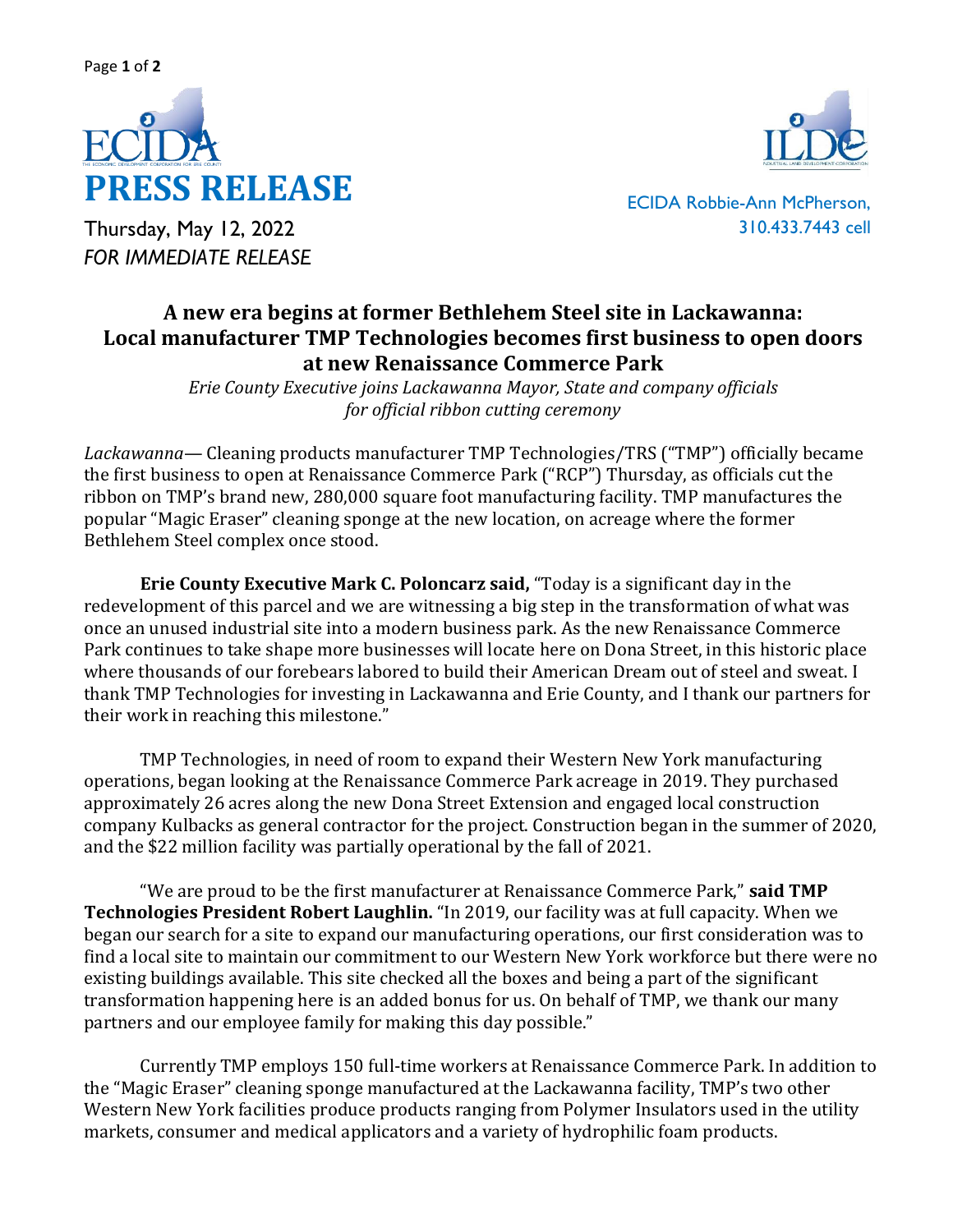# PRESS RELEASE

Thursday, May 12, 2022
*FOR IMMEDIATE RELEASE*

ECIDA Robbie-Ann McPherson,
310.433.7443 cell

## A new era begins at former Bethlehem Steel site in Lackawanna: Local manufacturer TMP Technologies becomes first business to open doors at new Renaissance Commerce Park

*Erie County Executive joins Lackawanna Mayor, State and company officials for official ribbon cutting ceremony*

*Lackawanna*— Cleaning products manufacturer TMP Technologies/TRS ("TMP") officially became the first business to open at Renaissance Commerce Park ("RCP") Thursday, as officials cut the ribbon on TMP's brand new, 280,000 square foot manufacturing facility. TMP manufactures the popular "Magic Eraser" cleaning sponge at the new location, on acreage where the former Bethlehem Steel complex once stood.

**Erie County Executive Mark C. Poloncarz said,** "Today is a significant day in the redevelopment of this parcel and we are witnessing a big step in the transformation of what was once an unused industrial site into a modern business park. As the new Renaissance Commerce Park continues to take shape more businesses will locate here on Dona Street, in this historic place where thousands of our forebears labored to build their American Dream out of steel and sweat. I thank TMP Technologies for investing in Lackawanna and Erie County, and I thank our partners for their work in reaching this milestone."

TMP Technologies, in need of room to expand their Western New York manufacturing operations, began looking at the Renaissance Commerce Park acreage in 2019. They purchased approximately 26 acres along the new Dona Street Extension and engaged local construction company Kulbacks as general contractor for the project. Construction began in the summer of 2020, and the $22 million facility was partially operational by the fall of 2021.

"We are proud to be the first manufacturer at Renaissance Commerce Park," **said TMP Technologies President Robert Laughlin.** "In 2019, our facility was at full capacity. When we began our search for a site to expand our manufacturing operations, our first consideration was to find a local site to maintain our commitment to our Western New York workforce but there were no existing buildings available. This site checked all the boxes and being a part of the significant transformation happening here is an added bonus for us. On behalf of TMP, we thank our many partners and our employee family for making this day possible."

Currently TMP employs 150 full-time workers at Renaissance Commerce Park. In addition to the "Magic Eraser" cleaning sponge manufactured at the Lackawanna facility, TMP's two other Western New York facilities produce products ranging from Polymer Insulators used in the utility markets, consumer and medical applicators and a variety of hydrophilic foam products.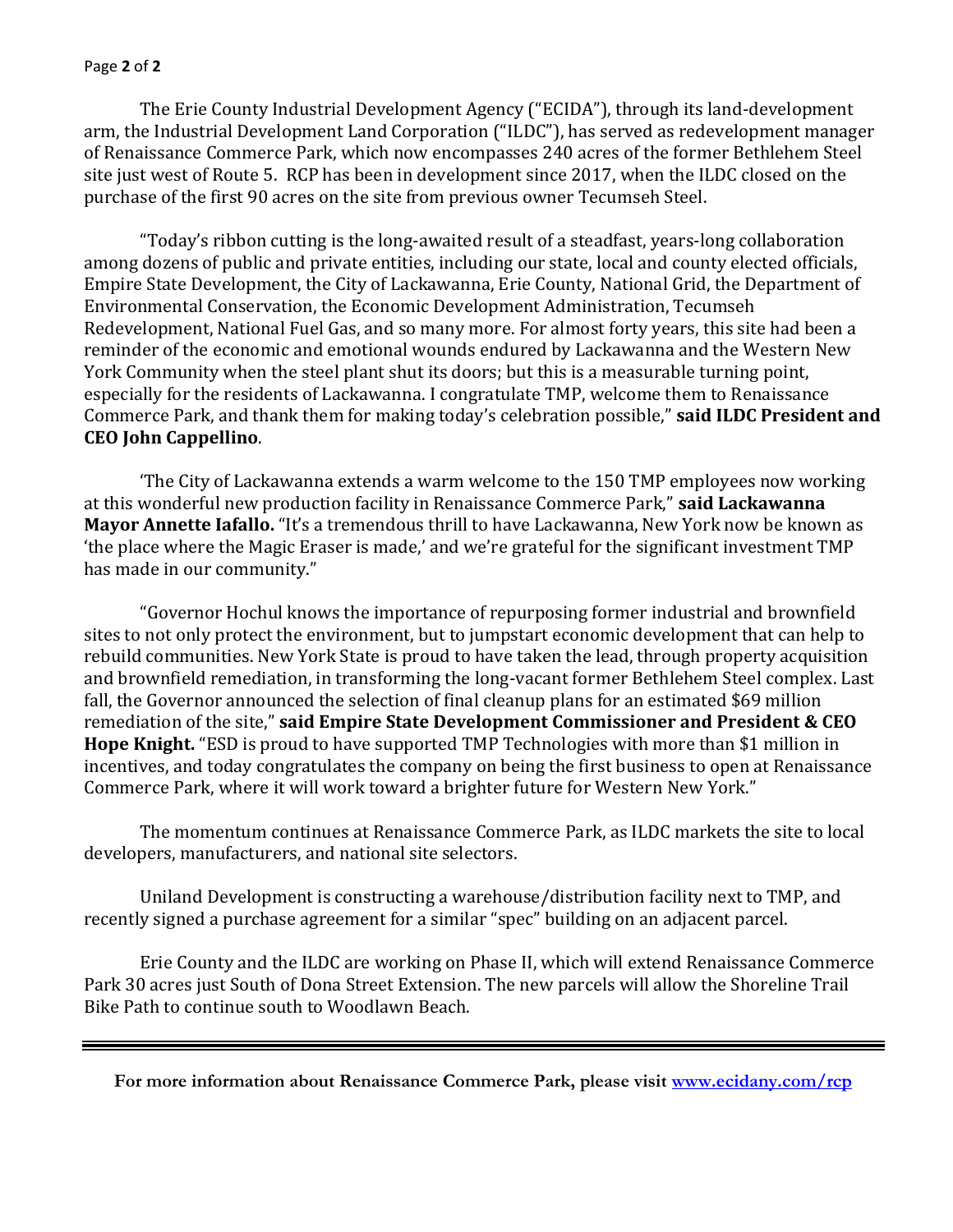The Erie County Industrial Development Agency ("ECIDA"), through its land-development arm, the Industrial Development Land Corporation ("ILDC"), has served as redevelopment manager of Renaissance Commerce Park, which now encompasses 240 acres of the former Bethlehem Steel site just west of Route 5. RCP has been in development since 2017, when the ILDC closed on the purchase of the first 90 acres on the site from previous owner Tecumseh Steel.

"Today's ribbon cutting is the long-awaited result of a steadfast, years-long collaboration among dozens of public and private entities, including our state, local and county elected officials, Empire State Development, the City of Lackawanna, Erie County, National Grid, the Department of Environmental Conservation, the Economic Development Administration, Tecumseh Redevelopment, National Fuel Gas, and so many more. For almost forty years, this site had been a reminder of the economic and emotional wounds endured by Lackawanna and the Western New York Community when the steel plant shut its doors; but this is a measurable turning point, especially for the residents of Lackawanna. I congratulate TMP, welcome them to Renaissance Commerce Park, and thank them for making today's celebration possible," **said ILDC President and CEO John Cappellino**.

'The City of Lackawanna extends a warm welcome to the 150 TMP employees now working at this wonderful new production facility in Renaissance Commerce Park," **said Lackawanna Mayor Annette Iafallo.** "It's a tremendous thrill to have Lackawanna, New York now be known as 'the place where the Magic Eraser is made,' and we're grateful for the significant investment TMP has made in our community."

"Governor Hochul knows the importance of repurposing former industrial and brownfield sites to not only protect the environment, but to jumpstart economic development that can help to rebuild communities. New York State is proud to have taken the lead, through property acquisition and brownfield remediation, in transforming the long-vacant former Bethlehem Steel complex. Last fall, the Governor announced the selection of final cleanup plans for an estimated $69 million remediation of the site," **said Empire State Development Commissioner and President & CEO Hope Knight.** "ESD is proud to have supported TMP Technologies with more than $1 million in incentives, and today congratulates the company on being the first business to open at Renaissance Commerce Park, where it will work toward a brighter future for Western New York."

The momentum continues at Renaissance Commerce Park, as ILDC markets the site to local developers, manufacturers, and national site selectors.

Uniland Development is constructing a warehouse/distribution facility next to TMP, and recently signed a purchase agreement for a similar "spec" building on an adjacent parcel.

Erie County and the ILDC are working on Phase II, which will extend Renaissance Commerce Park 30 acres just South of Dona Street Extension. The new parcels will allow the Shoreline Trail Bike Path to continue south to Woodlawn Beach.

---

**For more information about Renaissance Commerce Park, please visit [www.ecidany.com/rcp](www.ecidany.com/rcp)**